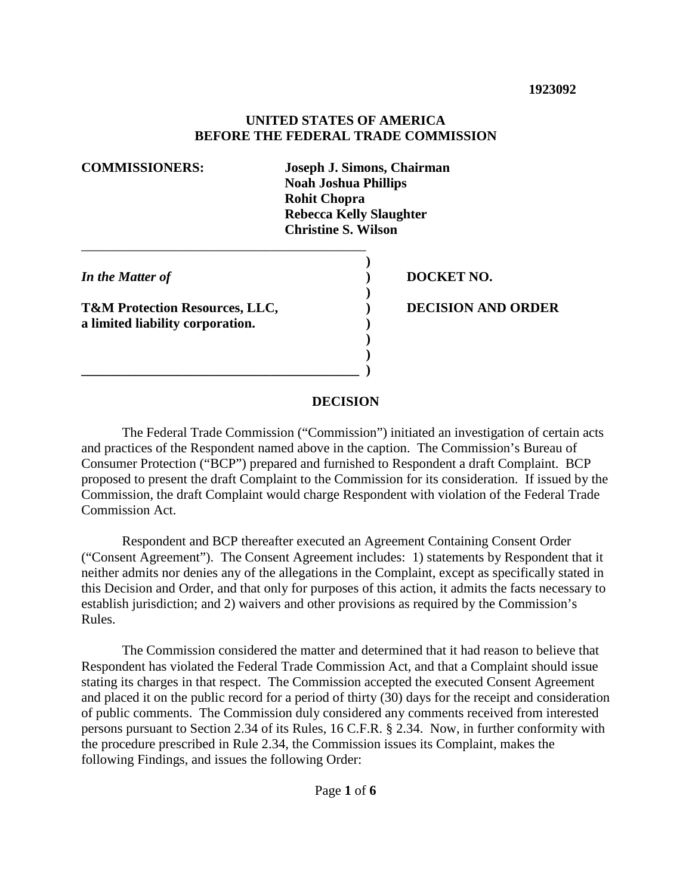**1923092**

**UNITED STATES OF AMERICA**
**BEFORE THE FEDERAL TRADE COMMISSION**

**COMMISSIONERS:** **Joseph J. Simons, Chairman**
**Noah Joshua Phillips**
**Rohit Chopra**
**Rebecca Kelly Slaughter**
**Christine S. Wilson**

| | | |
|---|---|---|
| *In the Matter of* | ) | **DOCKET NO.** |
| | ) | |
| **T&M Protection Resources, LLC,** | ) | **DECISION AND ORDER** |
| **a limited liability corporation.** | ) | |

## DECISION

The Federal Trade Commission ("Commission") initiated an investigation of certain acts and practices of the Respondent named above in the caption. The Commission's Bureau of Consumer Protection ("BCP") prepared and furnished to Respondent a draft Complaint. BCP proposed to present the draft Complaint to the Commission for its consideration. If issued by the Commission, the draft Complaint would charge Respondent with violation of the Federal Trade Commission Act.

Respondent and BCP thereafter executed an Agreement Containing Consent Order ("Consent Agreement"). The Consent Agreement includes: 1) statements by Respondent that it neither admits nor denies any of the allegations in the Complaint, except as specifically stated in this Decision and Order, and that only for purposes of this action, it admits the facts necessary to establish jurisdiction; and 2) waivers and other provisions as required by the Commission's Rules.

The Commission considered the matter and determined that it had reason to believe that Respondent has violated the Federal Trade Commission Act, and that a Complaint should issue stating its charges in that respect. The Commission accepted the executed Consent Agreement and placed it on the public record for a period of thirty (30) days for the receipt and consideration of public comments. The Commission duly considered any comments received from interested persons pursuant to Section 2.34 of its Rules, 16 C.F.R. § 2.34. Now, in further conformity with the procedure prescribed in Rule 2.34, the Commission issues its Complaint, makes the following Findings, and issues the following Order: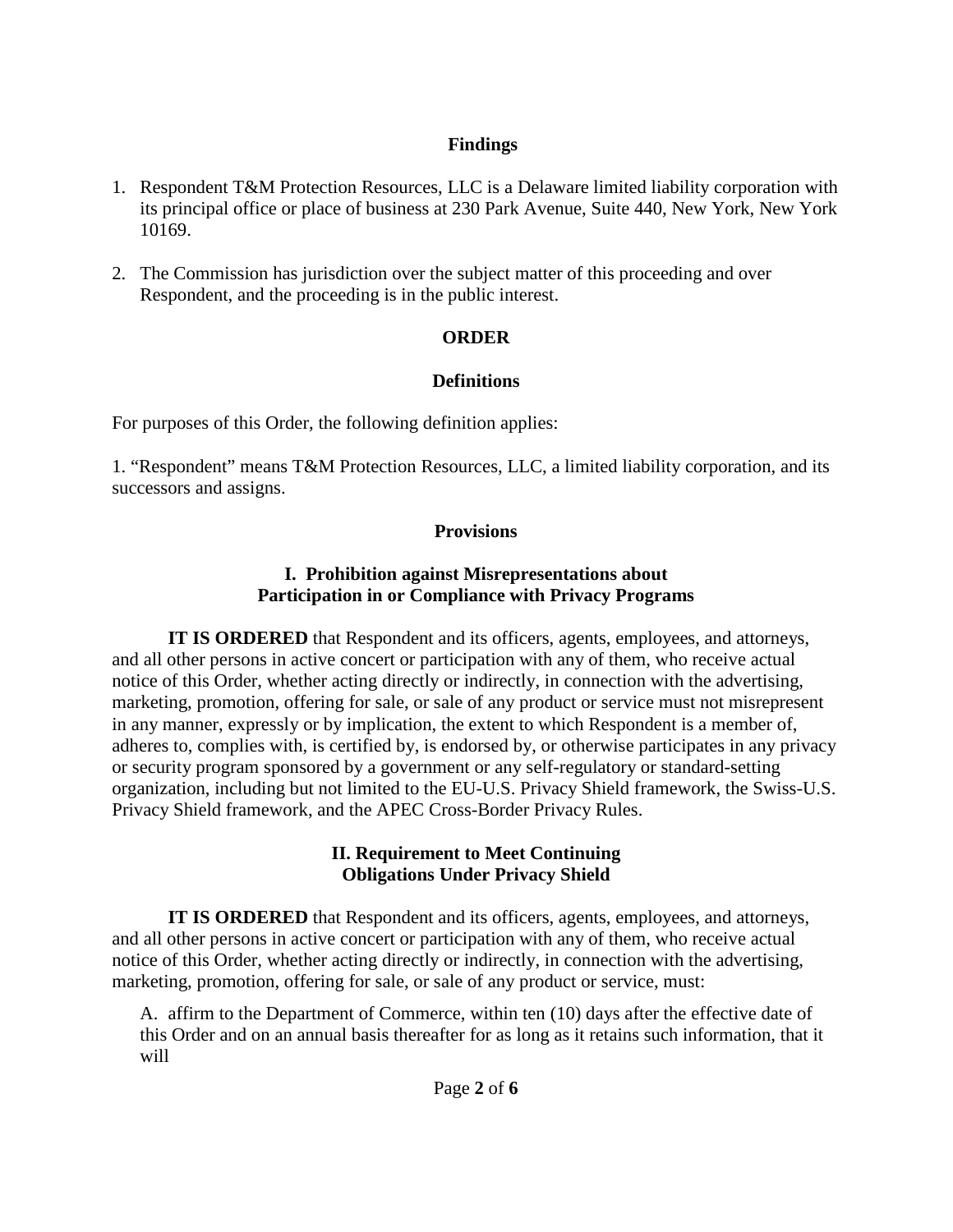## Findings

1. Respondent T&M Protection Resources, LLC is a Delaware limited liability corporation with its principal office or place of business at 230 Park Avenue, Suite 440, New York, New York 10169.

2. The Commission has jurisdiction over the subject matter of this proceeding and over Respondent, and the proceeding is in the public interest.

## ORDER

### Definitions

For purposes of this Order, the following definition applies:

1. "Respondent" means T&M Protection Resources, LLC, a limited liability corporation, and its successors and assigns.

### Provisions

#### I. Prohibition against Misrepresentations about Participation in or Compliance with Privacy Programs

**IT IS ORDERED** that Respondent and its officers, agents, employees, and attorneys, and all other persons in active concert or participation with any of them, who receive actual notice of this Order, whether acting directly or indirectly, in connection with the advertising, marketing, promotion, offering for sale, or sale of any product or service must not misrepresent in any manner, expressly or by implication, the extent to which Respondent is a member of, adheres to, complies with, is certified by, is endorsed by, or otherwise participates in any privacy or security program sponsored by a government or any self-regulatory or standard-setting organization, including but not limited to the EU-U.S. Privacy Shield framework, the Swiss-U.S. Privacy Shield framework, and the APEC Cross-Border Privacy Rules.

#### II. Requirement to Meet Continuing Obligations Under Privacy Shield

**IT IS ORDERED** that Respondent and its officers, agents, employees, and attorneys, and all other persons in active concert or participation with any of them, who receive actual notice of this Order, whether acting directly or indirectly, in connection with the advertising, marketing, promotion, offering for sale, or sale of any product or service, must:

A. affirm to the Department of Commerce, within ten (10) days after the effective date of this Order and on an annual basis thereafter for as long as it retains such information, that it will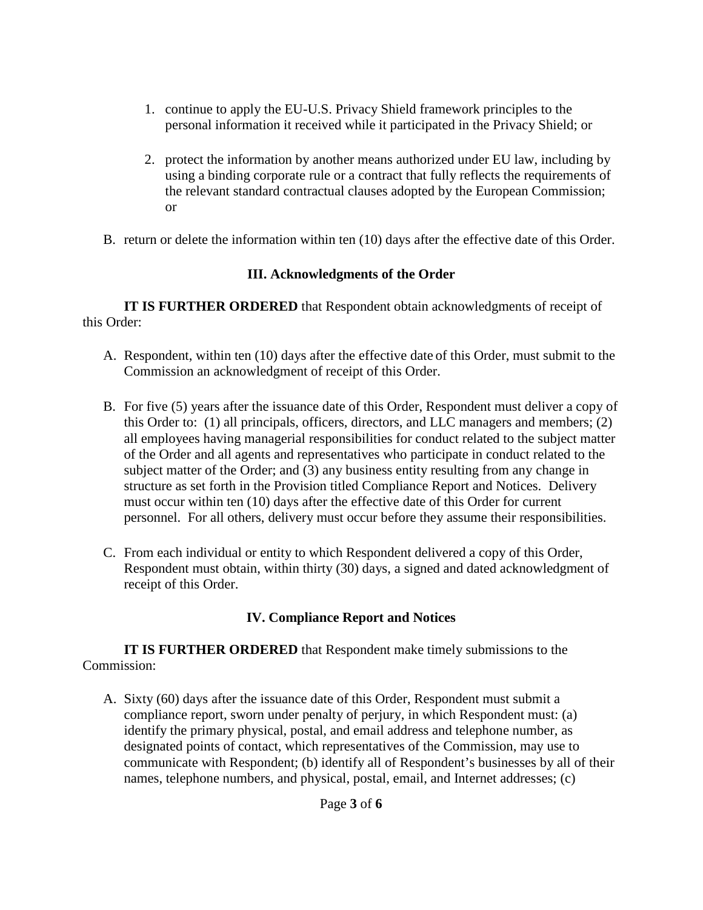1. continue to apply the EU-U.S. Privacy Shield framework principles to the personal information it received while it participated in the Privacy Shield; or

2. protect the information by another means authorized under EU law, including by using a binding corporate rule or a contract that fully reflects the requirements of the relevant standard contractual clauses adopted by the European Commission; or

B. return or delete the information within ten (10) days after the effective date of this Order.

### III. Acknowledgments of the Order

**IT IS FURTHER ORDERED** that Respondent obtain acknowledgments of receipt of this Order:

A. Respondent, within ten (10) days after the effective date of this Order, must submit to the Commission an acknowledgment of receipt of this Order.

B. For five (5) years after the issuance date of this Order, Respondent must deliver a copy of this Order to: (1) all principals, officers, directors, and LLC managers and members; (2) all employees having managerial responsibilities for conduct related to the subject matter of the Order and all agents and representatives who participate in conduct related to the subject matter of the Order; and (3) any business entity resulting from any change in structure as set forth in the Provision titled Compliance Report and Notices. Delivery must occur within ten (10) days after the effective date of this Order for current personnel. For all others, delivery must occur before they assume their responsibilities.

C. From each individual or entity to which Respondent delivered a copy of this Order, Respondent must obtain, within thirty (30) days, a signed and dated acknowledgment of receipt of this Order.

### IV. Compliance Report and Notices

**IT IS FURTHER ORDERED** that Respondent make timely submissions to the Commission:

A. Sixty (60) days after the issuance date of this Order, Respondent must submit a compliance report, sworn under penalty of perjury, in which Respondent must: (a) identify the primary physical, postal, and email address and telephone number, as designated points of contact, which representatives of the Commission, may use to communicate with Respondent; (b) identify all of Respondent's businesses by all of their names, telephone numbers, and physical, postal, email, and Internet addresses; (c)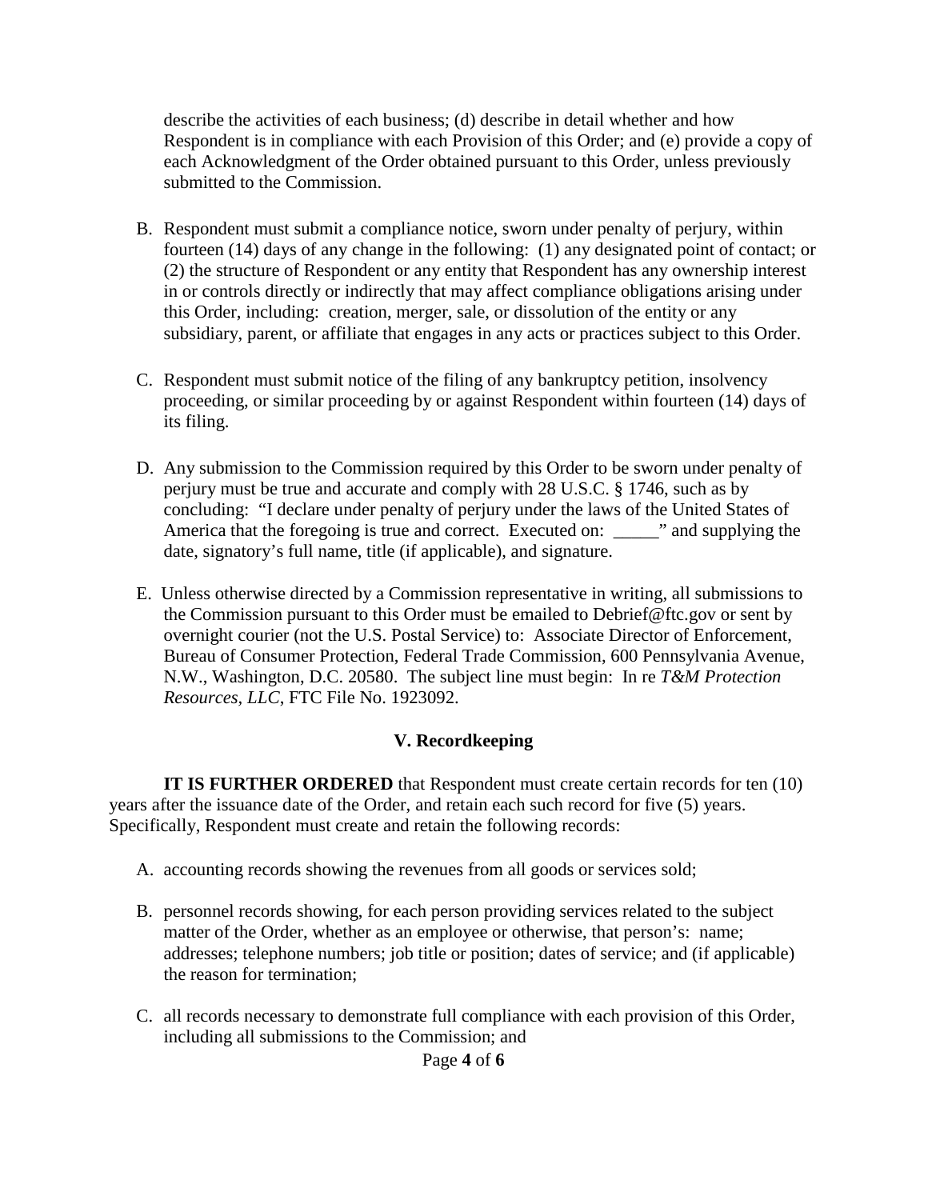describe the activities of each business; (d) describe in detail whether and how Respondent is in compliance with each Provision of this Order; and (e) provide a copy of each Acknowledgment of the Order obtained pursuant to this Order, unless previously submitted to the Commission.

B. Respondent must submit a compliance notice, sworn under penalty of perjury, within fourteen (14) days of any change in the following: (1) any designated point of contact; or (2) the structure of Respondent or any entity that Respondent has any ownership interest in or controls directly or indirectly that may affect compliance obligations arising under this Order, including: creation, merger, sale, or dissolution of the entity or any subsidiary, parent, or affiliate that engages in any acts or practices subject to this Order.

C. Respondent must submit notice of the filing of any bankruptcy petition, insolvency proceeding, or similar proceeding by or against Respondent within fourteen (14) days of its filing.

D. Any submission to the Commission required by this Order to be sworn under penalty of perjury must be true and accurate and comply with 28 U.S.C. § 1746, such as by concluding: "I declare under penalty of perjury under the laws of the United States of America that the foregoing is true and correct. Executed on: _____" and supplying the date, signatory's full name, title (if applicable), and signature.

E. Unless otherwise directed by a Commission representative in writing, all submissions to the Commission pursuant to this Order must be emailed to Debrief@ftc.gov or sent by overnight courier (not the U.S. Postal Service) to: Associate Director of Enforcement, Bureau of Consumer Protection, Federal Trade Commission, 600 Pennsylvania Avenue, N.W., Washington, D.C. 20580. The subject line must begin: In re *T&M Protection Resources*, *LLC*, FTC File No. 1923092.

## V. Recordkeeping

**IT IS FURTHER ORDERED** that Respondent must create certain records for ten (10) years after the issuance date of the Order, and retain each such record for five (5) years. Specifically, Respondent must create and retain the following records:

A. accounting records showing the revenues from all goods or services sold;

B. personnel records showing, for each person providing services related to the subject matter of the Order, whether as an employee or otherwise, that person's: name; addresses; telephone numbers; job title or position; dates of service; and (if applicable) the reason for termination;

C. all records necessary to demonstrate full compliance with each provision of this Order, including all submissions to the Commission; and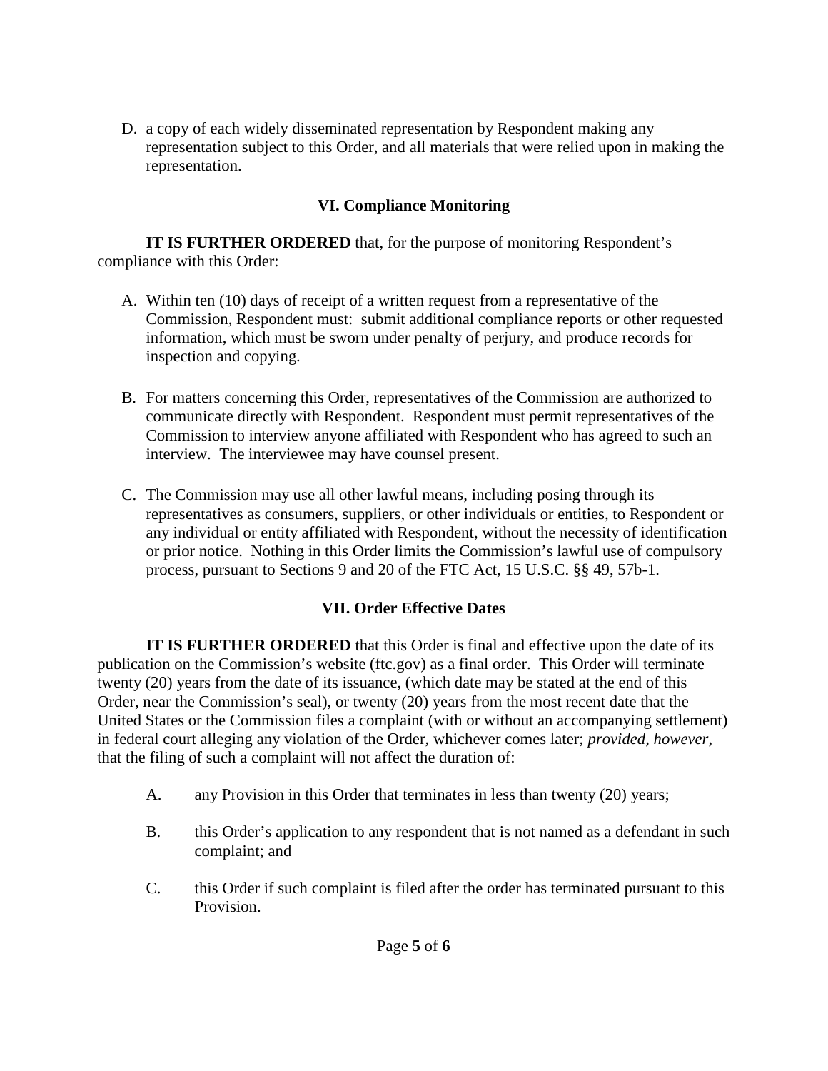D. a copy of each widely disseminated representation by Respondent making any representation subject to this Order, and all materials that were relied upon in making the representation.

## VI. Compliance Monitoring

**IT IS FURTHER ORDERED** that, for the purpose of monitoring Respondent's compliance with this Order:

A. Within ten (10) days of receipt of a written request from a representative of the Commission, Respondent must: submit additional compliance reports or other requested information, which must be sworn under penalty of perjury, and produce records for inspection and copying.

B. For matters concerning this Order, representatives of the Commission are authorized to communicate directly with Respondent. Respondent must permit representatives of the Commission to interview anyone affiliated with Respondent who has agreed to such an interview. The interviewee may have counsel present.

C. The Commission may use all other lawful means, including posing through its representatives as consumers, suppliers, or other individuals or entities, to Respondent or any individual or entity affiliated with Respondent, without the necessity of identification or prior notice. Nothing in this Order limits the Commission's lawful use of compulsory process, pursuant to Sections 9 and 20 of the FTC Act, 15 U.S.C. §§ 49, 57b-1.

## VII. Order Effective Dates

**IT IS FURTHER ORDERED** that this Order is final and effective upon the date of its publication on the Commission's website (ftc.gov) as a final order. This Order will terminate twenty (20) years from the date of its issuance, (which date may be stated at the end of this Order, near the Commission's seal), or twenty (20) years from the most recent date that the United States or the Commission files a complaint (with or without an accompanying settlement) in federal court alleging any violation of the Order, whichever comes later; *provided, however*, that the filing of such a complaint will not affect the duration of:

A. any Provision in this Order that terminates in less than twenty (20) years;

B. this Order's application to any respondent that is not named as a defendant in such complaint; and

C. this Order if such complaint is filed after the order has terminated pursuant to this Provision.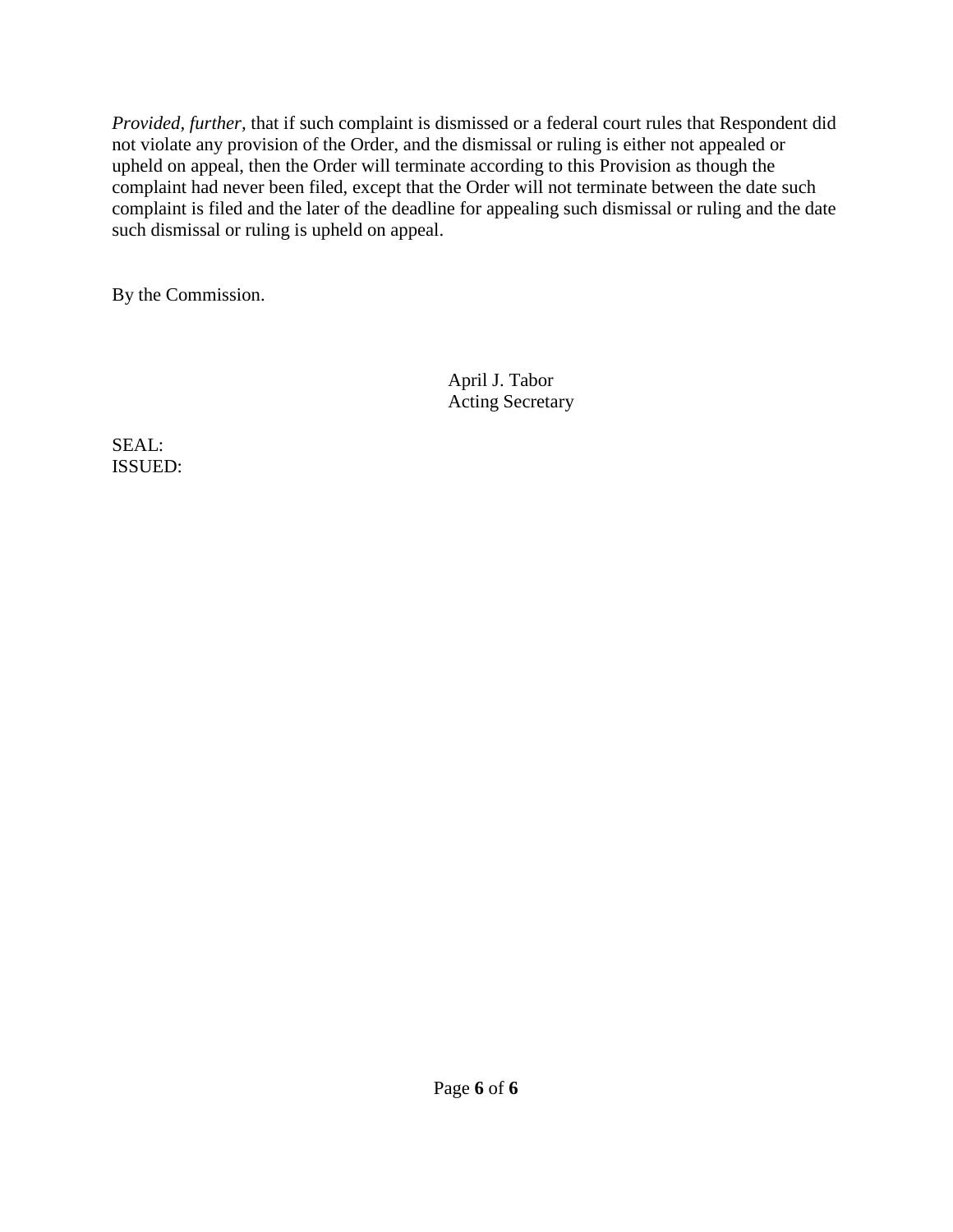*Provided, further,* that if such complaint is dismissed or a federal court rules that Respondent did not violate any provision of the Order, and the dismissal or ruling is either not appealed or upheld on appeal, then the Order will terminate according to this Provision as though the complaint had never been filed, except that the Order will not terminate between the date such complaint is filed and the later of the deadline for appealing such dismissal or ruling and the date such dismissal or ruling is upheld on appeal.

By the Commission.

April J. Tabor
Acting Secretary

SEAL:
ISSUED: